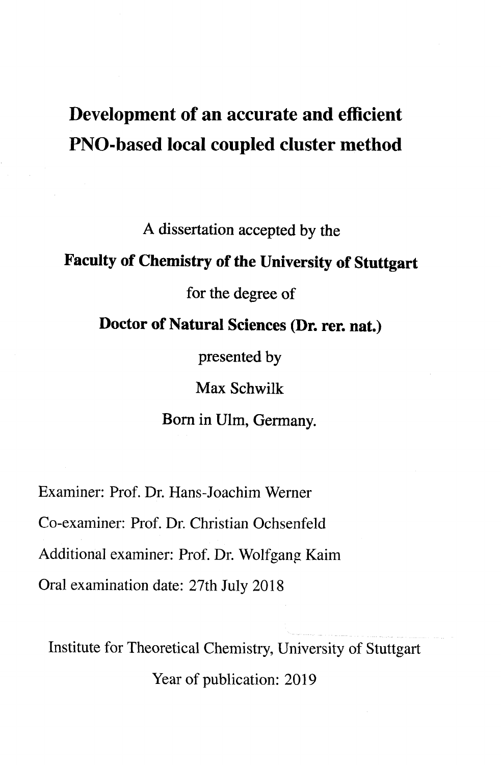# Development of an accurate and efficient PNO-based local coupled cluster method

A dissertation accepted by the

**Faculty of Chemistry of the University of Stuttgart**

for the degree of

**Doctor of Natural Sciences (Dr. rer. nat.)**

presented by

Max Schwilk

Born in Ulm, Germany.

Examiner: Prof. Dr. Hans-Joachim Werner

Co-examiner: Prof. Dr. Christian Ochsenfeld

Additional examiner: Prof. Dr. Wolfgang Kaim

Oral examination date: 27th July 2018

Institute for Theoretical Chemistry, University of Stuttgart

Year of publication: 2019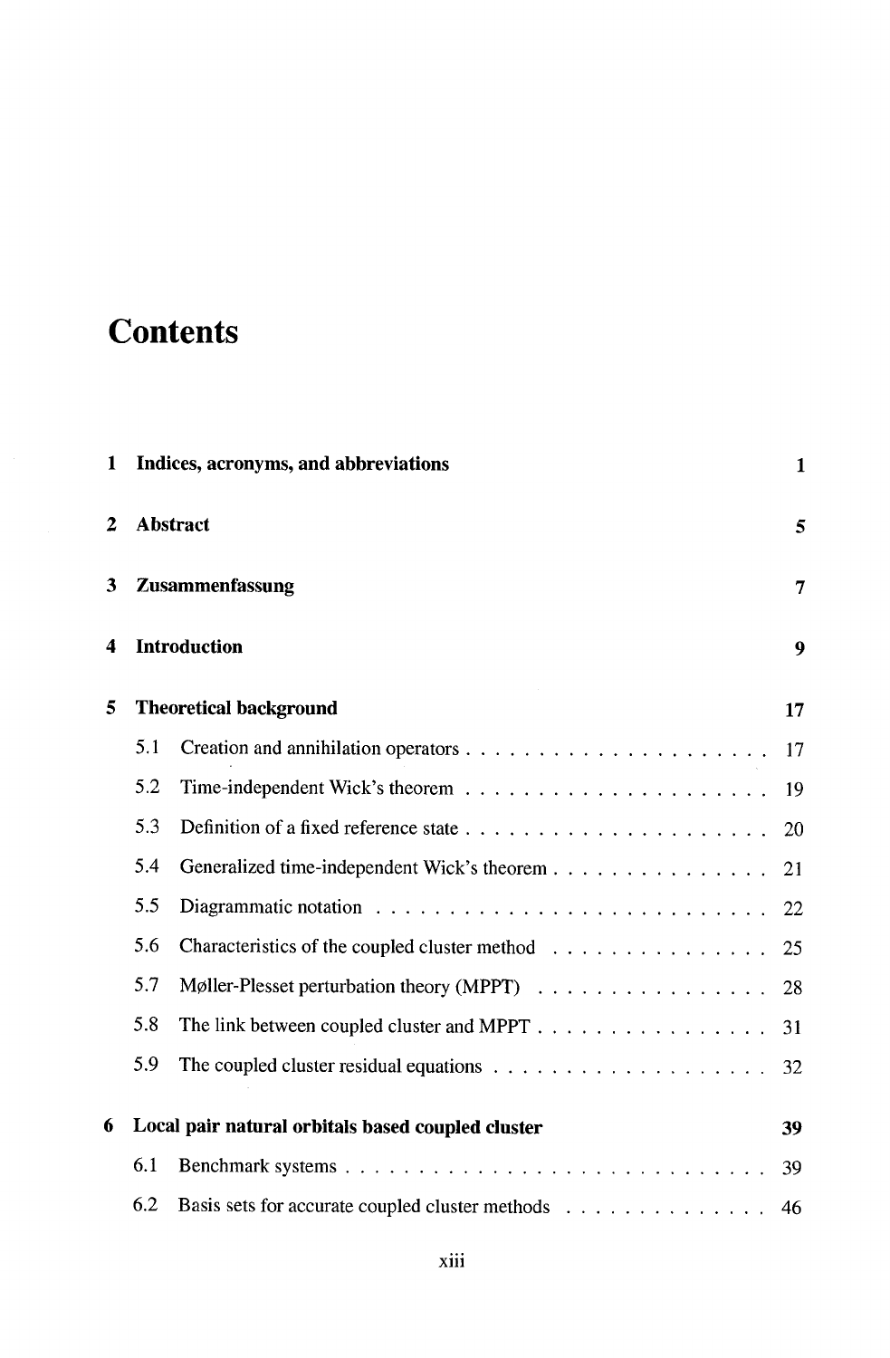# Contents

1 **Indices, acronyms, and abbreviations** 1

2 **Abstract** 5

3 **Zusammenfassung** 7

4 **Introduction** 9

5 **Theoretical background** 17

- 5.1 Creation and annihilation operators . . . . . . . . . . . . . . . . . . . . . 17
- 5.2 Time-independent Wick's theorem . . . . . . . . . . . . . . . . . . . . . 19
- 5.3 Definition of a fixed reference state . . . . . . . . . . . . . . . . . . . . . 20
- 5.4 Generalized time-independent Wick's theorem . . . . . . . . . . . . . . . 21
- 5.5 Diagrammatic notation . . . . . . . . . . . . . . . . . . . . . . . . . . . 22
- 5.6 Characteristics of the coupled cluster method . . . . . . . . . . . . . . . 25
- 5.7 Møller-Plesset perturbation theory (MPPT) . . . . . . . . . . . . . . . . . 28
- 5.8 The link between coupled cluster and MPPT . . . . . . . . . . . . . . . . 31
- 5.9 The coupled cluster residual equations . . . . . . . . . . . . . . . . . . . 32

6 **Local pair natural orbitals based coupled cluster** 39

- 6.1 Benchmark systems . . . . . . . . . . . . . . . . . . . . . . . . . . . . . 39
- 6.2 Basis sets for accurate coupled cluster methods . . . . . . . . . . . . . . 46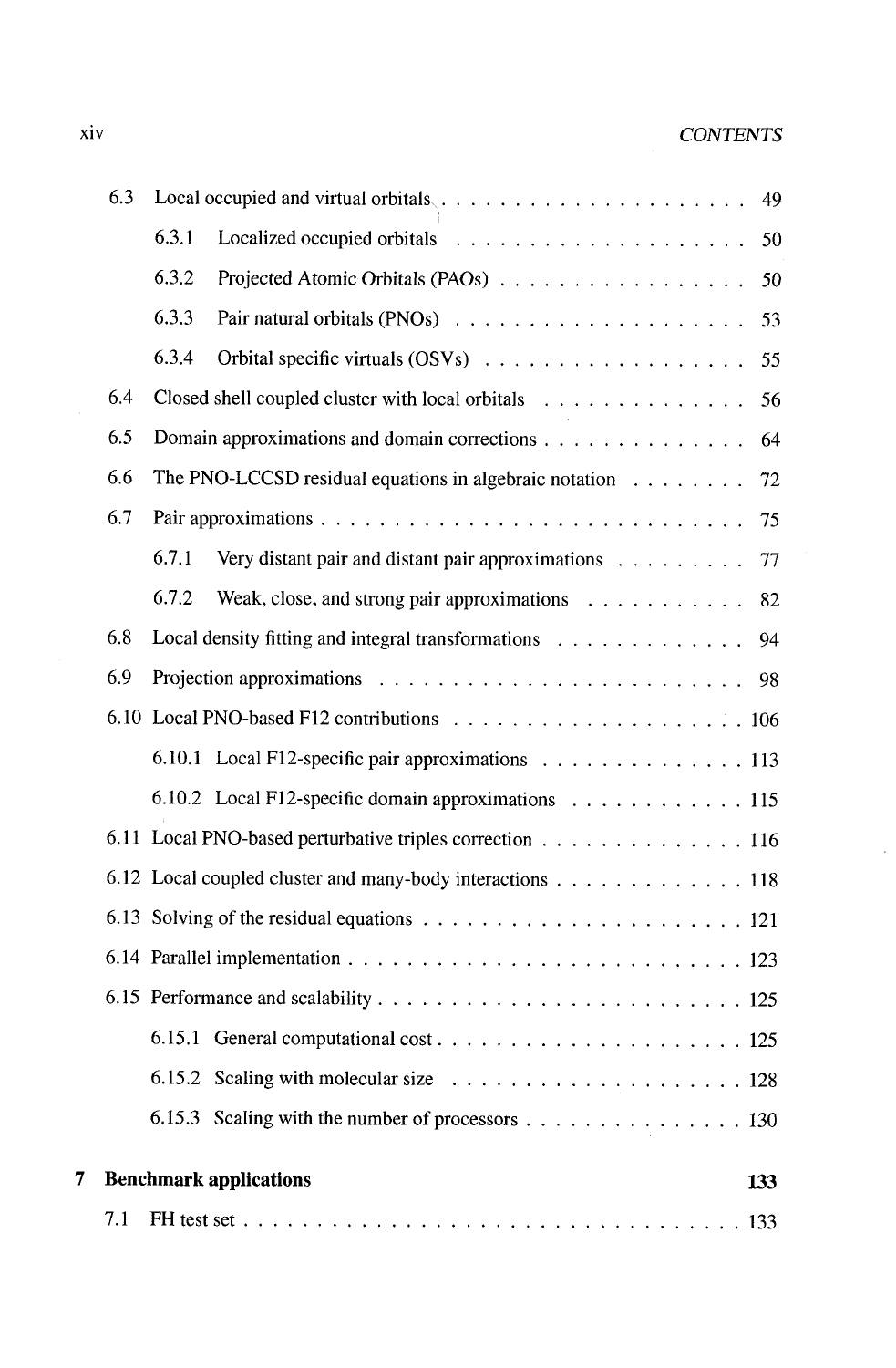6.3 Local occupied and virtual orbitals . . . . . . . . . . . . . . . . . . . . . 49

6.3.1 Localized occupied orbitals . . . . . . . . . . . . . . . . . . . . 50

6.3.2 Projected Atomic Orbitals (PAOs) . . . . . . . . . . . . . . . . . 50

6.3.3 Pair natural orbitals (PNOs) . . . . . . . . . . . . . . . . . . . . 53

6.3.4 Orbital specific virtuals (OSVs) . . . . . . . . . . . . . . . . . . 55

6.4 Closed shell coupled cluster with local orbitals . . . . . . . . . . . . . . 56

6.5 Domain approximations and domain corrections . . . . . . . . . . . . . . 64

6.6 The PNO-LCCSD residual equations in algebraic notation . . . . . . . . 72

6.7 Pair approximations . . . . . . . . . . . . . . . . . . . . . . . . . . . . 75

6.7.1 Very distant pair and distant pair approximations . . . . . . . . . 77

6.7.2 Weak, close, and strong pair approximations . . . . . . . . . . . 82

6.8 Local density fitting and integral transformations . . . . . . . . . . . . . 94

6.9 Projection approximations . . . . . . . . . . . . . . . . . . . . . . . . . 98

6.10 Local PNO-based F12 contributions . . . . . . . . . . . . . . . . . . . . 106

6.10.1 Local F12-specific pair approximations . . . . . . . . . . . . . . 113

6.10.2 Local F12-specific domain approximations . . . . . . . . . . . . 115

6.11 Local PNO-based perturbative triples correction . . . . . . . . . . . . . . 116

6.12 Local coupled cluster and many-body interactions . . . . . . . . . . . . . 118

6.13 Solving of the residual equations . . . . . . . . . . . . . . . . . . . . . . 121

6.14 Parallel implementation . . . . . . . . . . . . . . . . . . . . . . . . . . . 123

6.15 Performance and scalability . . . . . . . . . . . . . . . . . . . . . . . . . 125

6.15.1 General computational cost . . . . . . . . . . . . . . . . . . . . . 125

6.15.2 Scaling with molecular size . . . . . . . . . . . . . . . . . . . . 128

6.15.3 Scaling with the number of processors . . . . . . . . . . . . . . . 130

**7 Benchmark applications** **133**

7.1 FH test set . . . . . . . . . . . . . . . . . . . . . . . . . . . . . . . . . . 133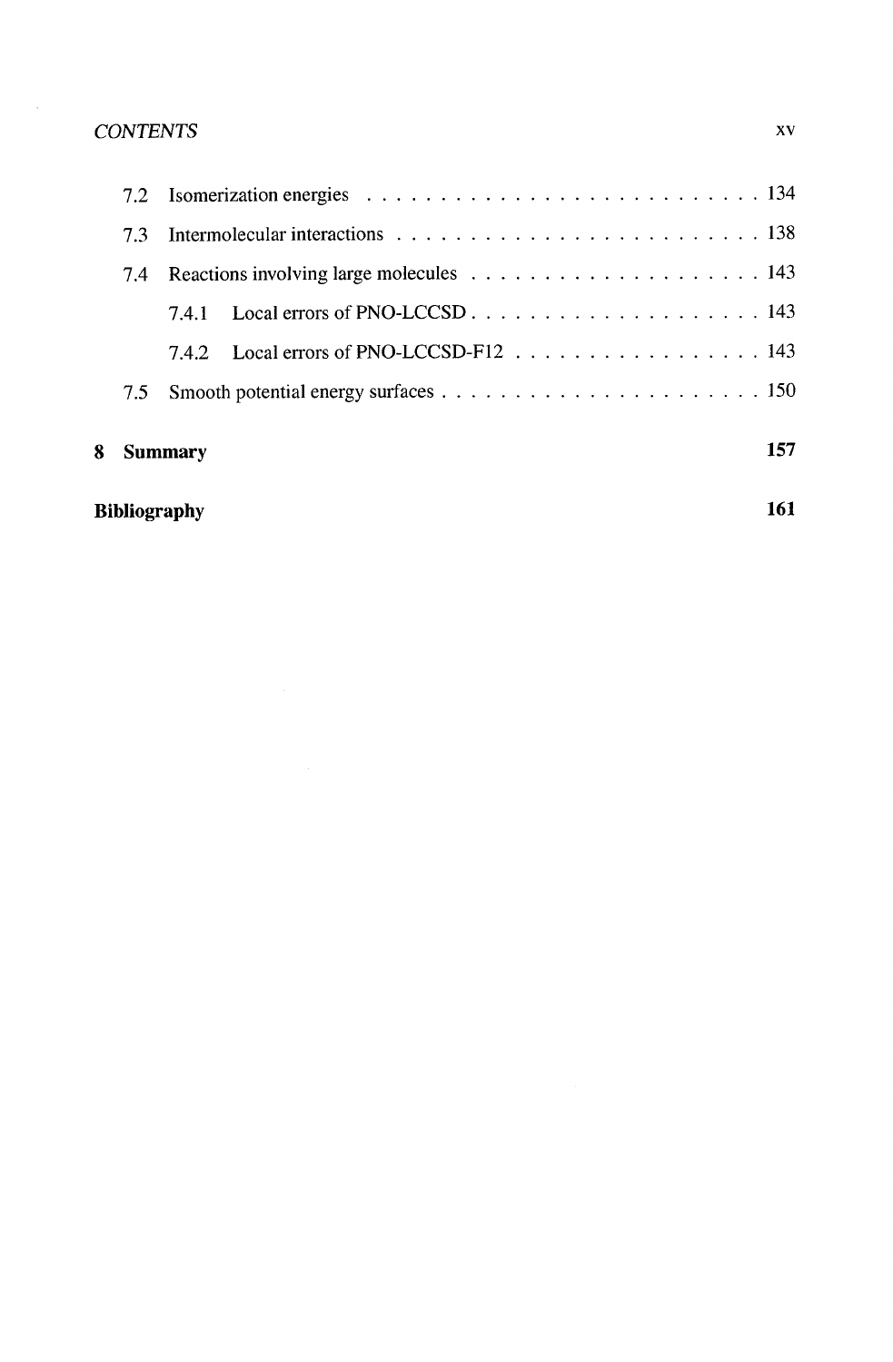7.2 Isomerization energies . . . . . . . . . . . . . . . . . . . . . . . . . . . 134

7.3 Intermolecular interactions . . . . . . . . . . . . . . . . . . . . . . . . . 138

7.4 Reactions involving large molecules . . . . . . . . . . . . . . . . . . . . 143

7.4.1 Local errors of PNO-LCCSD . . . . . . . . . . . . . . . . . . . . . 143

7.4.2 Local errors of PNO-LCCSD-F12 . . . . . . . . . . . . . . . . . . 143

7.5 Smooth potential energy surfaces . . . . . . . . . . . . . . . . . . . . . . 150

**8 Summary** **157**

**Bibliography** **161**